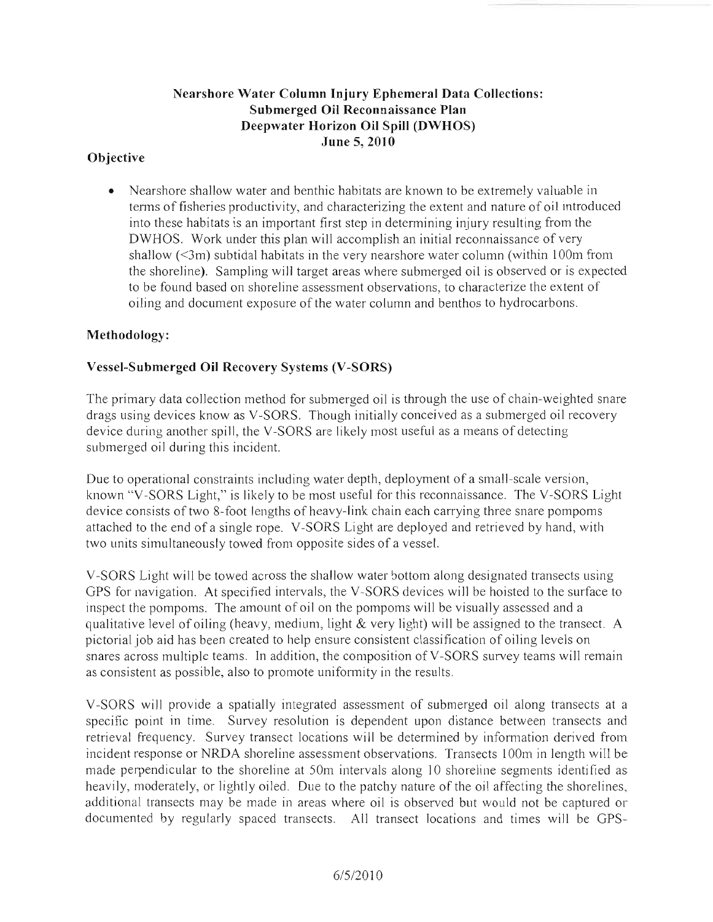# Nearshore Water Column Injury Ephemeral Data Collections: Submerged Oil Reconnaissance Plan Deepwater Horizon Oil Spill (DWHOS) June 5, 2010

## Objective

- Nearshore shallow water and benthic habitats are known to be extremely valuable in terms of fisheries productivity, and characterizing the extent and nature of oil introduced into these habitats is an important first step in determining injury resulting from the DWHOS. Work under this plan will accomplish an initial reconnaissance of very shallow (<3m) subtidal habitats in the very nearshore water column (within 100m from the shoreline). Sampling will target areas where submerged oil is observed or is expected to be found based on shoreline assessment observations, to characterize the extent of oiling and document exposure of the water column and benthos to hydrocarbons.

## Methodology:

### Vessel-Submerged Oil Recovery Systems (V-SORS)

The primary data collection method for submerged oil is through the use of chain-weighted snare drags using devices know as V-SORS. Though initially conceived as a submerged oil recovery device during another spill, the V-SORS are likely most useful as a means of detecting submerged oil during this incident.

Due to operational constraints including water depth, deployment of a small-scale version, known "V-SORS Light," is likely to be most useful for this reconnaissance. The V-SORS Light device consists of two 8-foot lengths of heavy-link chain each carrying three snare pompoms attached to the end of a single rope. V-SORS Light are deployed and retrieved by hand, with two units simultaneously towed from opposite sides of a vessel.

V-SORS Light will be towed across the shallow water bottom along designated transects using GPS for navigation. At specified intervals, the V-SORS devices will be hoisted to the surface to inspect the pompoms. The amount of oil on the pompoms will be visually assessed and a qualitative level of oiling (heavy, medium, light & very light) will be assigned to the transect. A pictorial job aid has been created to help ensure consistent classification of oiling levels on snares across multiple teams. In addition, the composition of V-SORS survey teams will remain as consistent as possible, also to promote uniformity in the results.

V-SORS will provide a spatially integrated assessment of submerged oil along transects at a specific point in time. Survey resolution is dependent upon distance between transects and retrieval frequency. Survey transect locations will be determined by information derived from incident response or NRDA shoreline assessment observations. Transects 100m in length will be made perpendicular to the shoreline at 50m intervals along 10 shoreline segments identified as heavily, moderately, or lightly oiled. Due to the patchy nature of the oil affecting the shorelines, additional transects may be made in areas where oil is observed but would not be captured or documented by regularly spaced transects. All transect locations and times will be GPS-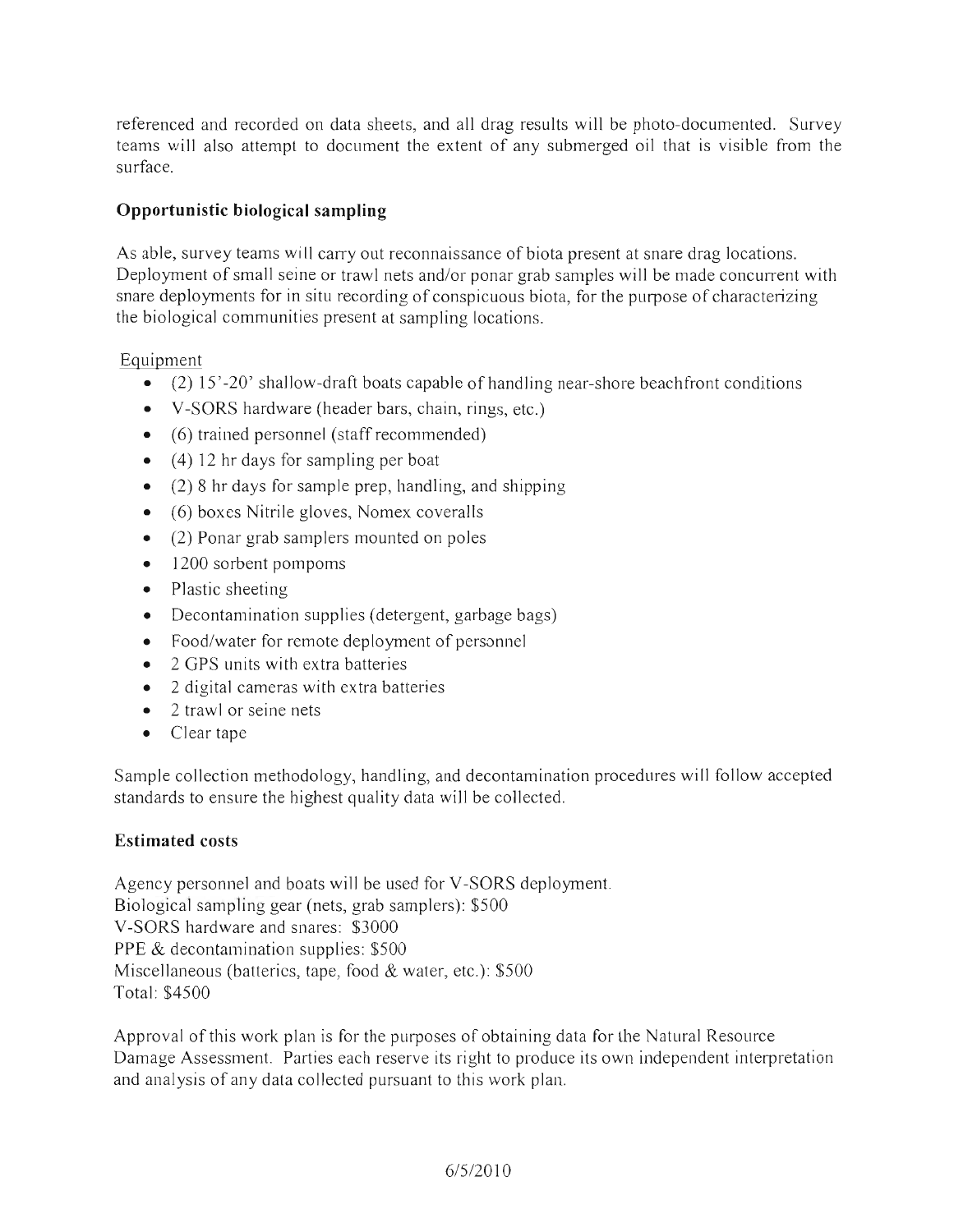referenced and recorded on data sheets, and all drag results will be photo-documented. Survey teams will also attempt to document the extent of any submerged oil that is visible from the surface.

### Opportunistic biological sampling

As able, survey teams will carry out reconnaissance of biota present at snare drag locations. Deployment of small seine or trawl nets and/or ponar grab samples will be made concurrent with snare deployments for in situ recording of conspicuous biota, for the purpose of characterizing the biological communities present at sampling locations.

Equipment

- (2) 15'-20' shallow-draft boats capable of handling near-shore beachfront conditions
- V-SORS hardware (header bars, chain, rings, etc.)
- (6) trained personnel (staff recommended)
- (4) 12 hr days for sampling per boat
- (2) 8 hr days for sample prep, handling, and shipping
- (6) boxes Nitrile gloves, Nomex coveralls
- (2) Ponar grab samplers mounted on poles
- 1200 sorbent pompoms
- Plastic sheeting
- Decontamination supplies (detergent, garbage bags)
- Food/water for remote deployment of personnel
- 2 GPS units with extra batteries
- 2 digital cameras with extra batteries
- 2 trawl or seine nets
- Clear tape

Sample collection methodology, handling, and decontamination procedures will follow accepted standards to ensure the highest quality data will be collected.

### Estimated costs

Agency personnel and boats will be used for V-SORS deployment.
Biological sampling gear (nets, grab samplers): $500
V-SORS hardware and snares: $3000
PPE & decontamination supplies: $500
Miscellaneous (batteries, tape, food & water, etc.): $500
Total: $4500

Approval of this work plan is for the purposes of obtaining data for the Natural Resource Damage Assessment. Parties each reserve its right to produce its own independent interpretation and analysis of any data collected pursuant to this work plan.

6/5/2010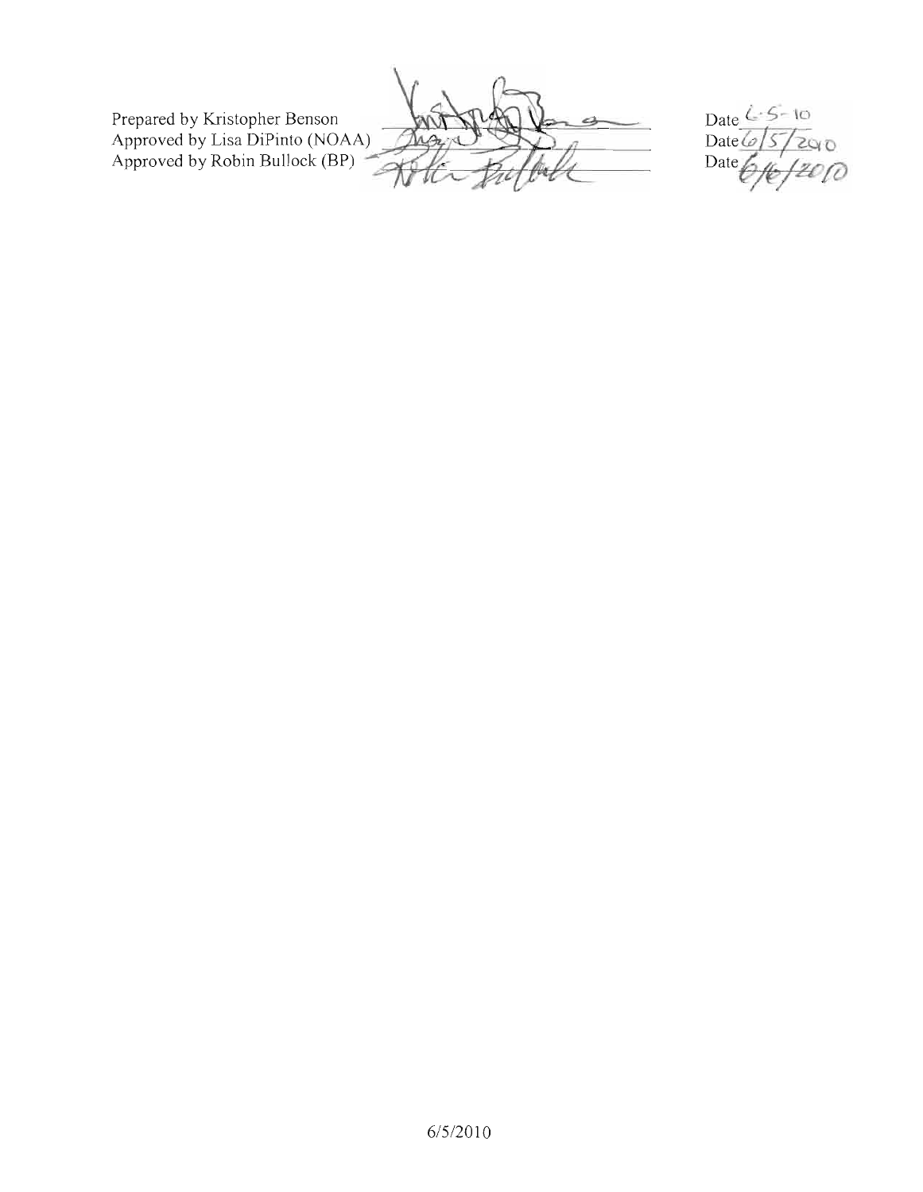Prepared by Kristopher Benson ______________________ Date 6-5-10

Approved by Lisa DiPinto (NOAA) ______________________ Date 6/5/2010

Approved by Robin Bullock (BP) ______________________ Date 6/6/2010